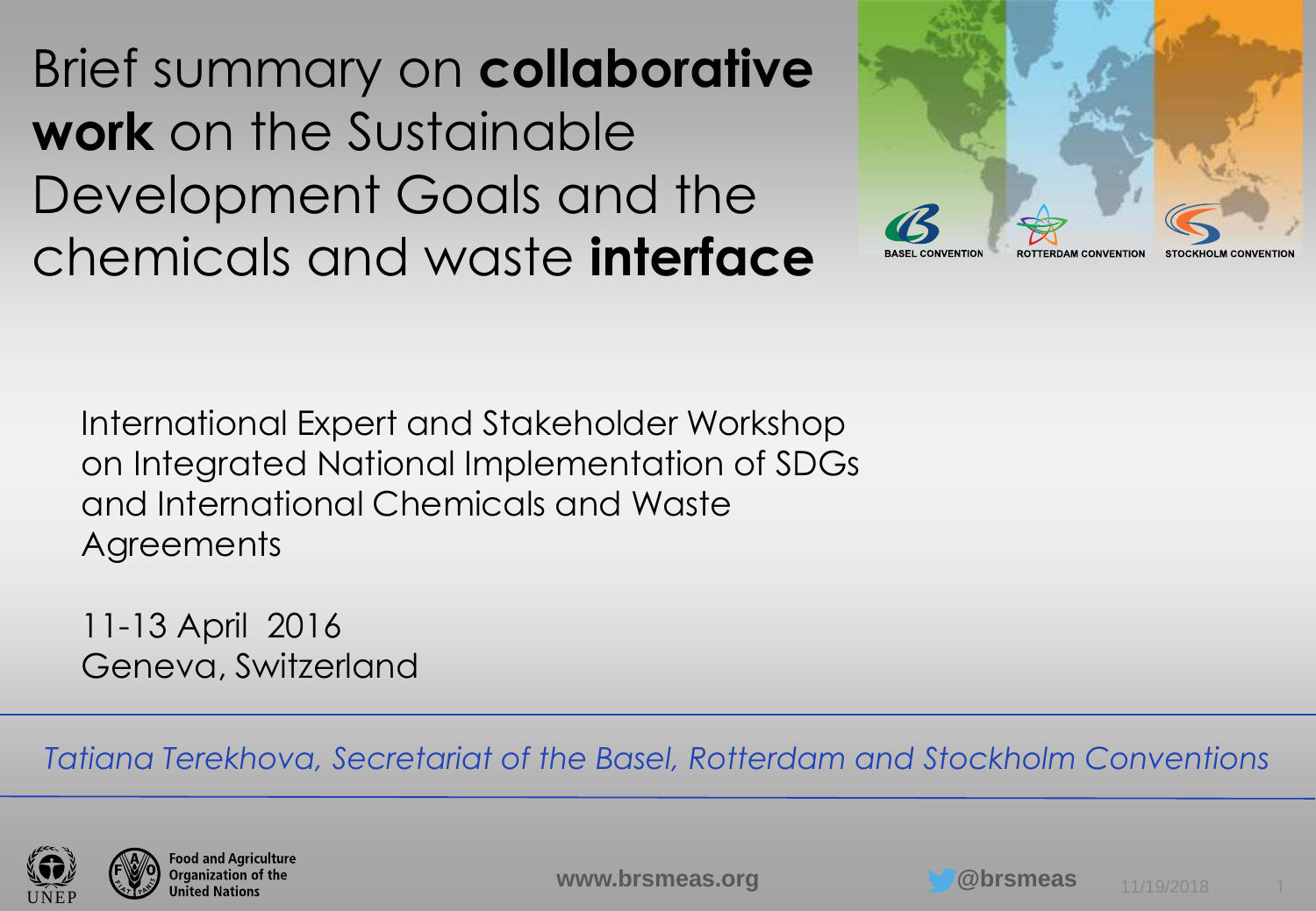# Brief summary on **collaborative work** on the Sustainable Development Goals and the chemicals and waste **interface**

BASEL CONVENTION ROTTERDAM CONVENTION STOCKHOLM CONVENTION

International Expert and Stakeholder Workshop on Integrated National Implementation of SDGs and International Chemicals and Waste Agreements

11-13 April 2016
Geneva, Switzerland

*Tatiana Terekhova, Secretariat of the Basel, Rotterdam and Stockholm Conventions*

UNEP Food and Agriculture Organization of the United Nations

www.brsmeas.org @brsmeas 11/19/2018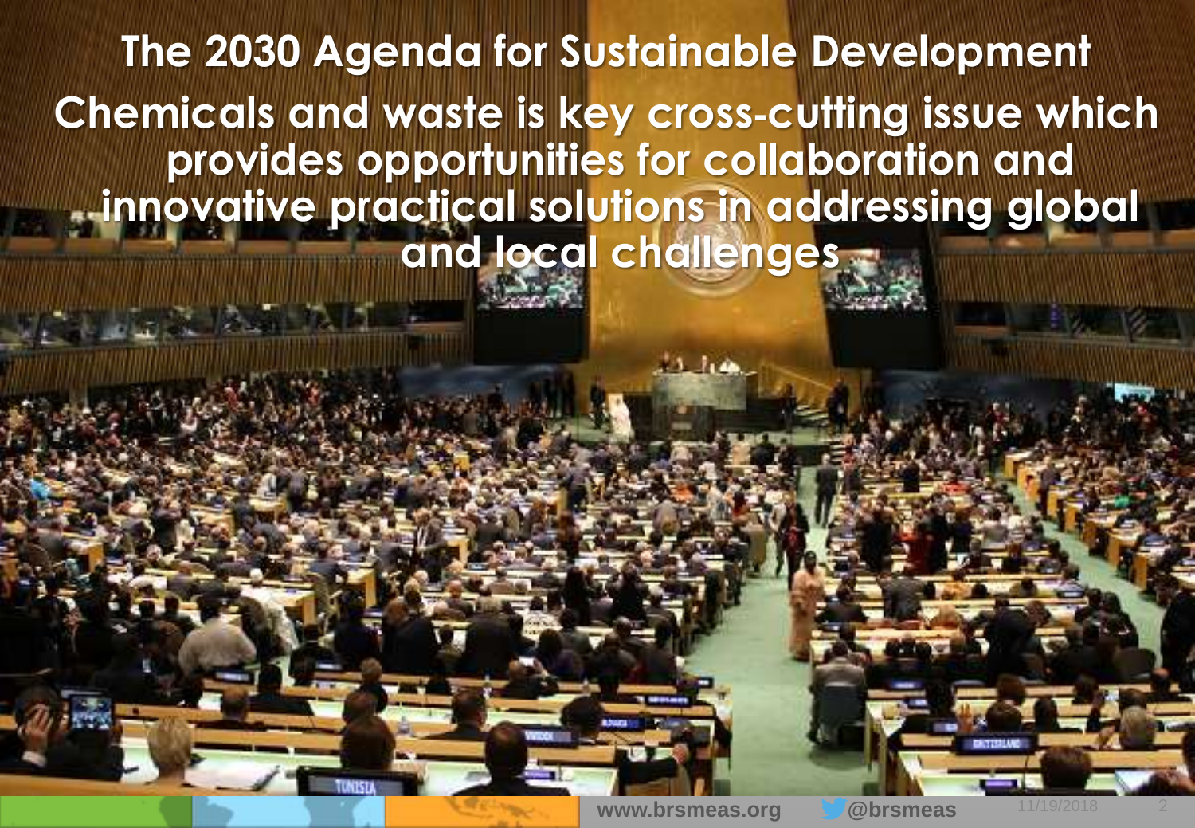# The 2030 Agenda for Sustainable Development

## Chemicals and waste is key cross-cutting issue which provides opportunities for collaboration and innovative practical solutions in addressing global and local challenges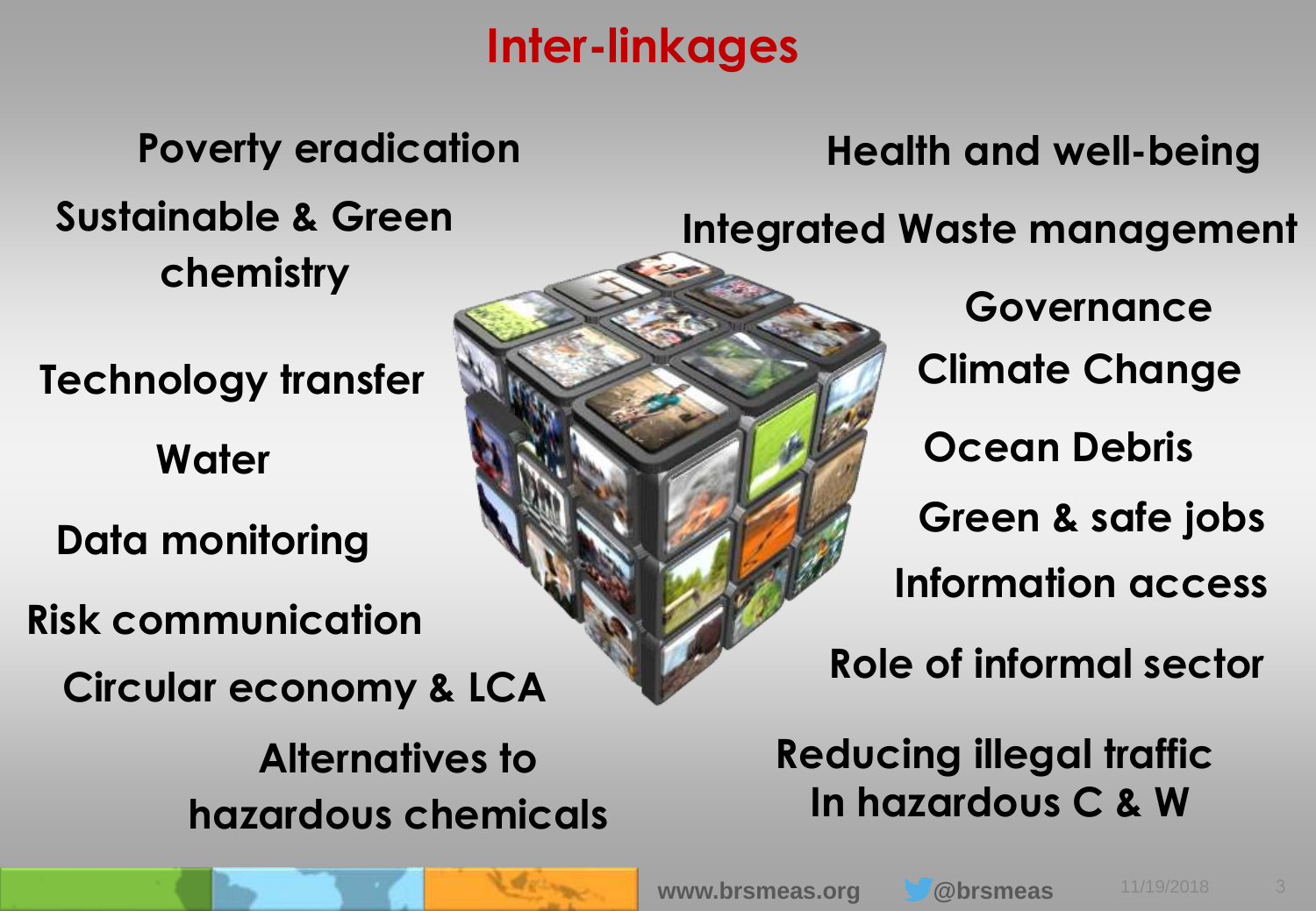# Inter-linkages

- Poverty eradication
- Sustainable & Green chemistry
- Technology transfer
- Water
- Data monitoring
- Risk communication
- Circular economy & LCA
- Alternatives to hazardous chemicals
- Health and well-being
- Integrated Waste management
- Governance
- Climate Change
- Ocean Debris
- Green & safe jobs
- Information access
- Role of informal sector
- Reducing illegal traffic In hazardous C & W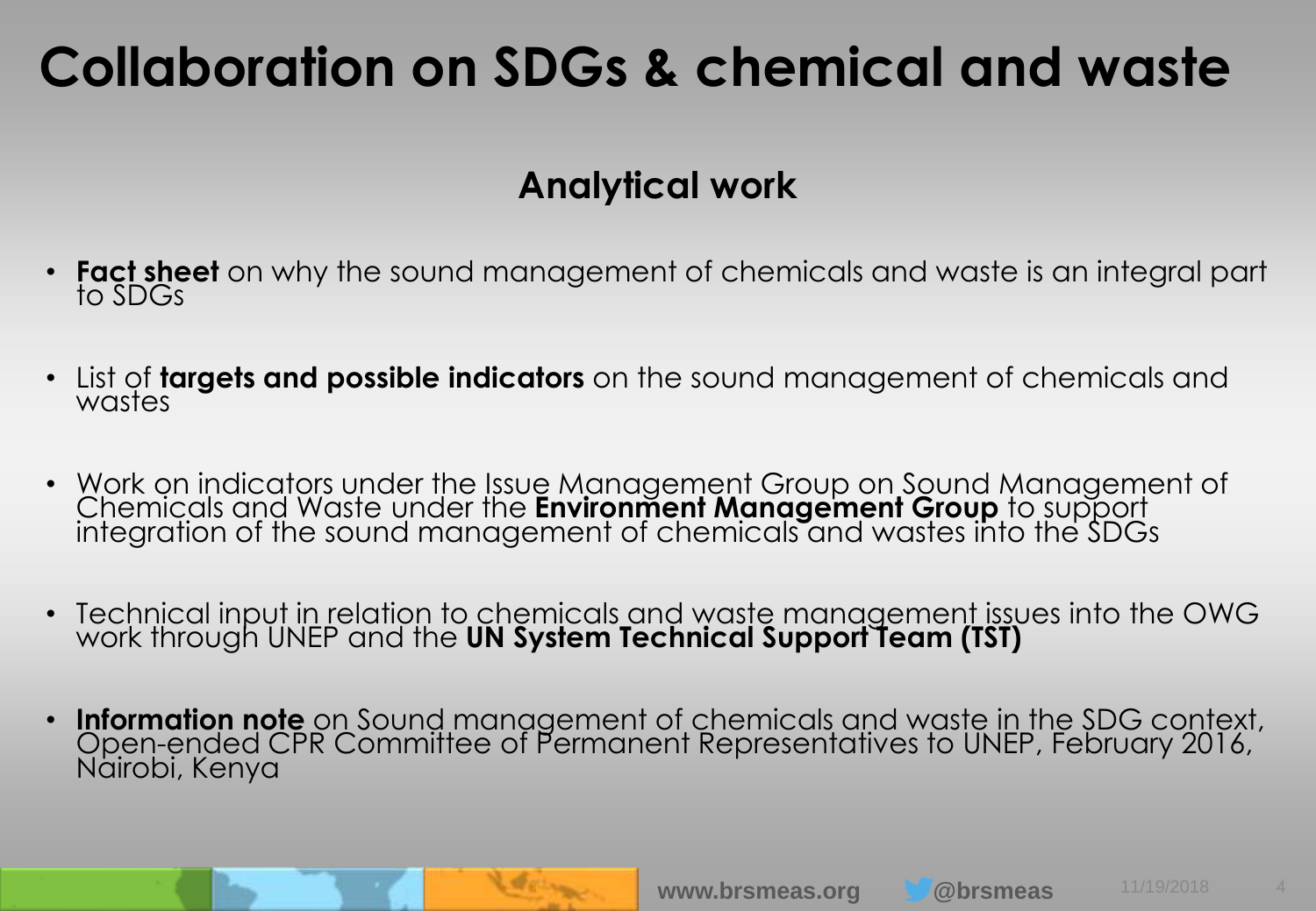# Collaboration on SDGs & chemical and waste

## Analytical work

- **Fact sheet** on why the sound management of chemicals and waste is an integral part to SDGs
- List of **targets and possible indicators** on the sound management of chemicals and wastes
- Work on indicators under the Issue Management Group on Sound Management of Chemicals and Waste under the **Environment Management Group** to support integration of the sound management of chemicals and wastes into the SDGs
- Technical input in relation to chemicals and waste management issues into the OWG work through UNEP and the **UN System Technical Support Team (TST)**
- **Information note** on Sound management of chemicals and waste in the SDG context, Open-ended CPR Committee of Permanent Representatives to UNEP, February 2016, Nairobi, Kenya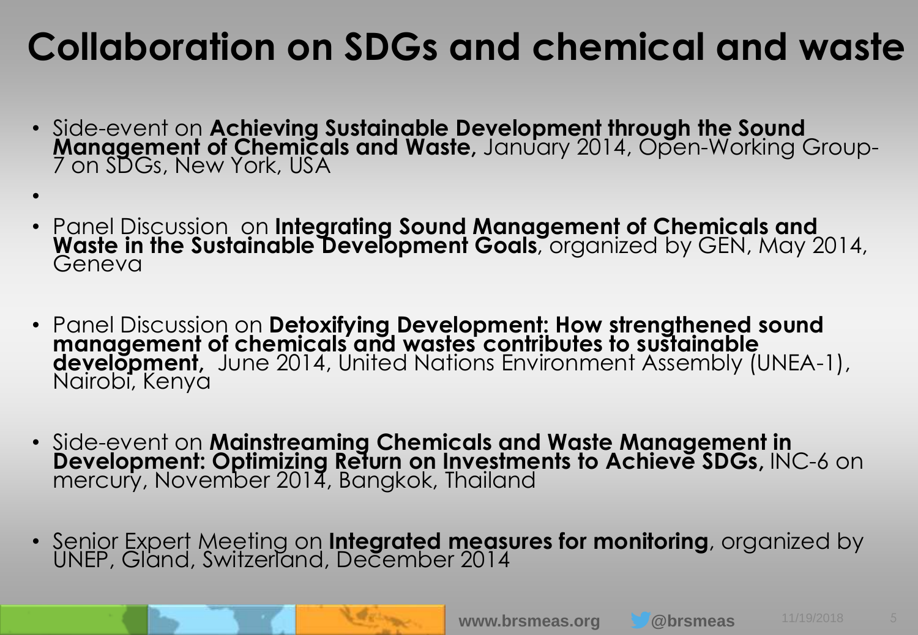# Collaboration on SDGs and chemical and waste

- Side-event on **Achieving Sustainable Development through the Sound Management of Chemicals and Waste,** January 2014, Open-Working Group-7 on SDGs, New York, USA
- Panel Discussion on **Integrating Sound Management of Chemicals and Waste in the Sustainable Development Goals**, organized by GEN, May 2014, Geneva
- Panel Discussion on **Detoxifying Development: How strengthened sound management of chemicals and wastes contributes to sustainable development,** June 2014, United Nations Environment Assembly (UNEA-1), Nairobi, Kenya
- Side-event on **Mainstreaming Chemicals and Waste Management in Development: Optimizing Return on Investments to Achieve SDGs,** INC-6 on mercury, November 2014, Bangkok, Thailand
- Senior Expert Meeting on **Integrated measures for monitoring**, organized by UNEP, Gland, Switzerland, December 2014

www.brsmeas.org @brsmeas 11/19/2018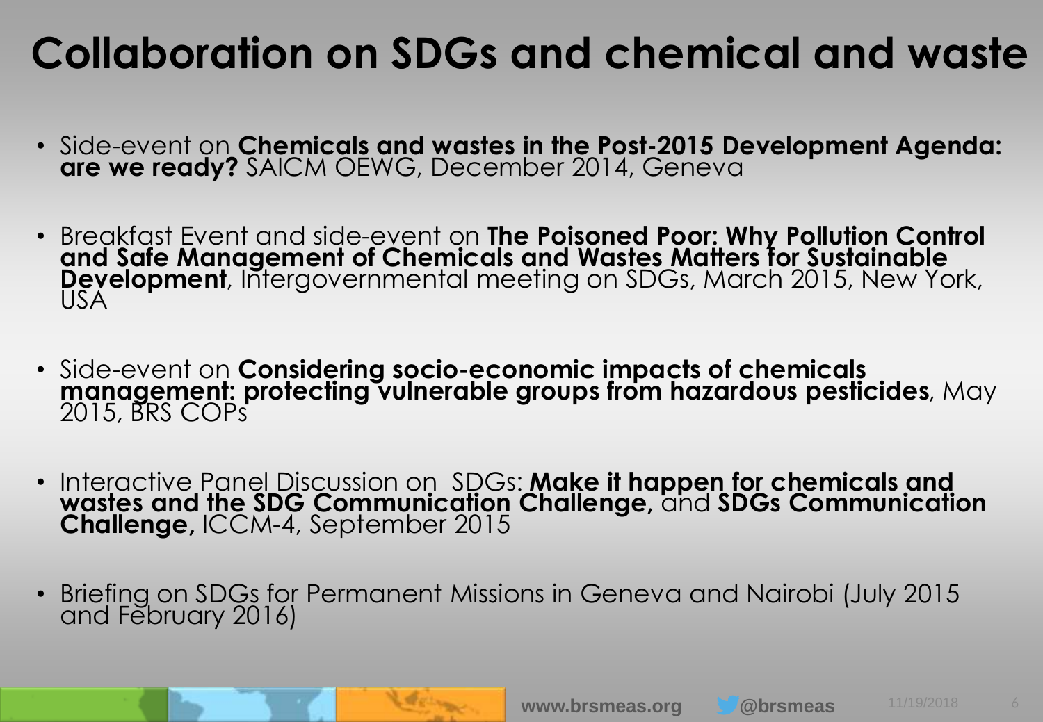# Collaboration on SDGs and chemical and waste

- Side-event on **Chemicals and wastes in the Post-2015 Development Agenda: are we ready?** SAICM OEWG, December 2014, Geneva
- Breakfast Event and side-event on **The Poisoned Poor: Why Pollution Control and Safe Management of Chemicals and Wastes Matters for Sustainable Development**, Intergovernmental meeting on SDGs, March 2015, New York, USA
- Side-event on **Considering socio-economic impacts of chemicals management: protecting vulnerable groups from hazardous pesticides**, May 2015, BRS COPs
- Interactive Panel Discussion on SDGs: **Make it happen for chemicals and wastes and the SDG Communication Challenge,** and **SDGs Communication Challenge,** ICCM-4, September 2015
- Briefing on SDGs for Permanent Missions in Geneva and Nairobi (July 2015 and February 2016)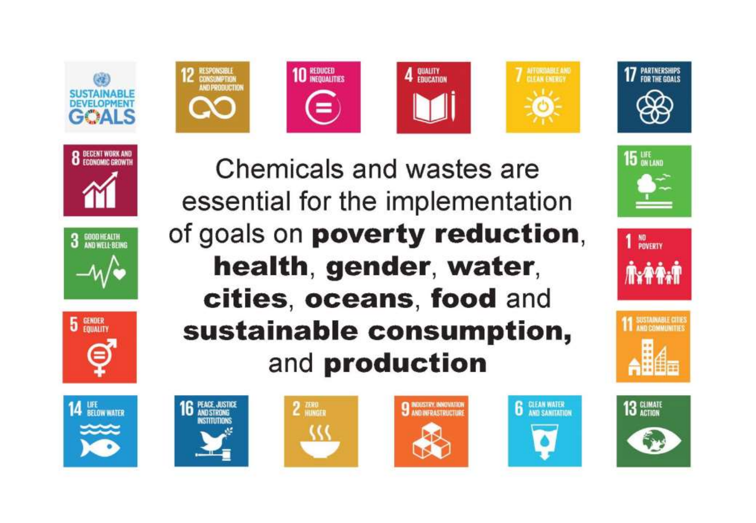Chemicals and wastes are essential for the implementation of goals on **poverty reduction**, **health**, **gender**, **water**, **cities**, **oceans**, **food** and **sustainable consumption,** and **production**